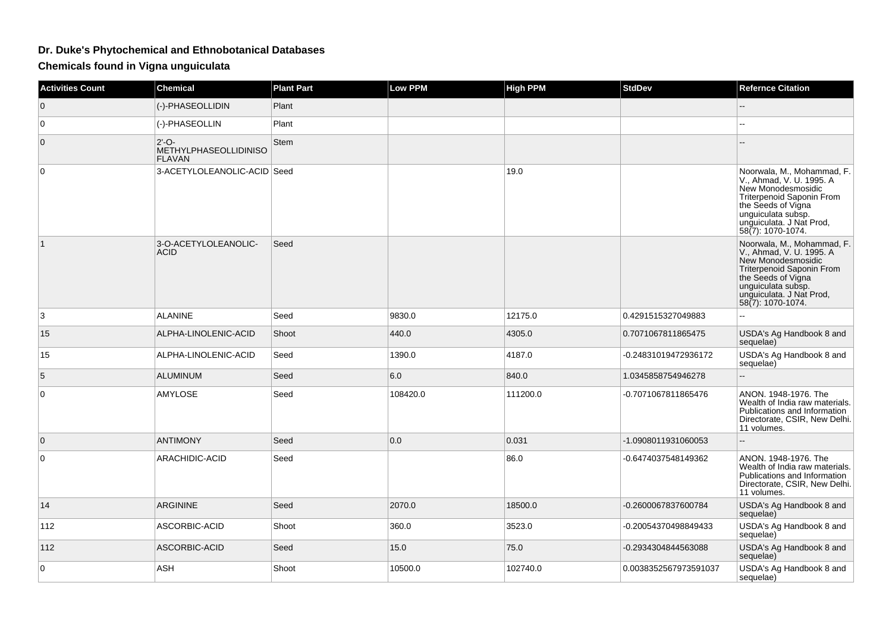# Dr. Duke's Phytochemical and Ethnobotanical Databases

## Chemicals found in Vigna unguiculata

| Activities Count | Chemical | Plant Part | Low PPM | High PPM | StdDev | Refernce Citation |
|---|---|---|---|---|---|---|
| 0 | (-)-PHASEOLLIDIN | Plant | | | | -- |
| 0 | (-)-PHASEOLLIN | Plant | | | | -- |
| 0 | 2'-O-METHYLPHASEOLLIDINISOFLAVAN | Stem | | | | -- |
| 0 | 3-ACETYLOLEANOLIC-ACID | Seed | | 19.0 | | Noorwala, M., Mohammad, F. V., Ahmad, V. U. 1995. A New Monodesmosidic Triterpenoid Saponin From the Seeds of Vigna unguiculata subsp. unguiculata. J Nat Prod, 58(7): 1070-1074. |
| 1 | 3-O-ACETYLOLEANOLIC-ACID | Seed | | | | Noorwala, M., Mohammad, F. V., Ahmad, V. U. 1995. A New Monodesmosidic Triterpenoid Saponin From the Seeds of Vigna unguiculata subsp. unguiculata. J Nat Prod, 58(7): 1070-1074. |
| 3 | ALANINE | Seed | 9830.0 | 12175.0 | 0.4291515327049883 | -- |
| 15 | ALPHA-LINOLENIC-ACID | Shoot | 440.0 | 4305.0 | 0.7071067811865475 | USDA's Ag Handbook 8 and sequelae) |
| 15 | ALPHA-LINOLENIC-ACID | Seed | 1390.0 | 4187.0 | -0.24831019472936172 | USDA's Ag Handbook 8 and sequelae) |
| 5 | ALUMINUM | Seed | 6.0 | 840.0 | 1.0345858754946278 | -- |
| 0 | AMYLOSE | Seed | 108420.0 | 111200.0 | -0.7071067811865476 | ANON. 1948-1976. The Wealth of India raw materials. Publications and Information Directorate, CSIR, New Delhi. 11 volumes. |
| 0 | ANTIMONY | Seed | 0.0 | 0.031 | -1.0908011931060053 | -- |
| 0 | ARACHIDIC-ACID | Seed | | 86.0 | -0.6474037548149362 | ANON. 1948-1976. The Wealth of India raw materials. Publications and Information Directorate, CSIR, New Delhi. 11 volumes. |
| 14 | ARGININE | Seed | 2070.0 | 18500.0 | -0.2600067837600784 | USDA's Ag Handbook 8 and sequelae) |
| 112 | ASCORBIC-ACID | Shoot | 360.0 | 3523.0 | -0.20054370498849433 | USDA's Ag Handbook 8 and sequelae) |
| 112 | ASCORBIC-ACID | Seed | 15.0 | 75.0 | -0.2934304844563088 | USDA's Ag Handbook 8 and sequelae) |
| 0 | ASH | Shoot | 10500.0 | 102740.0 | 0.0038352567973591037 | USDA's Ag Handbook 8 and sequelae) |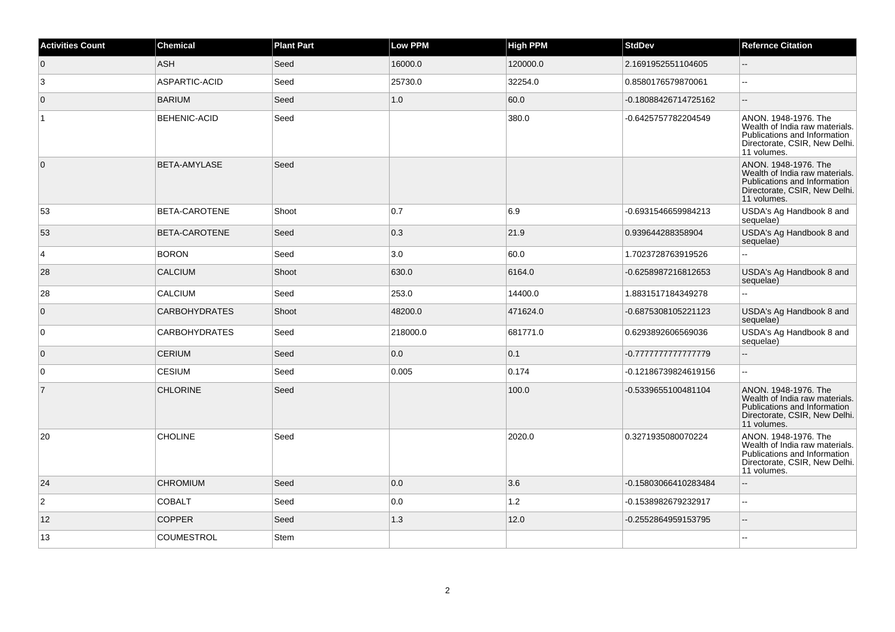| Activities Count | Chemical | Plant Part | Low PPM | High PPM | StdDev | Refernce Citation |
|---|---|---|---|---|---|---|
| 0 | ASH | Seed | 16000.0 | 120000.0 | 2.1691952551104605 | -- |
| 3 | ASPARTIC-ACID | Seed | 25730.0 | 32254.0 | 0.8580176579870061 | -- |
| 0 | BARIUM | Seed | 1.0 | 60.0 | -0.18088426714725162 | -- |
| 1 | BEHENIC-ACID | Seed | | 380.0 | -0.6425757782204549 | ANON. 1948-1976. The Wealth of India raw materials. Publications and Information Directorate, CSIR, New Delhi. 11 volumes. |
| 0 | BETA-AMYLASE | Seed | | | | ANON. 1948-1976. The Wealth of India raw materials. Publications and Information Directorate, CSIR, New Delhi. 11 volumes. |
| 53 | BETA-CAROTENE | Shoot | 0.7 | 6.9 | -0.6931546659984213 | USDA's Ag Handbook 8 and sequelae) |
| 53 | BETA-CAROTENE | Seed | 0.3 | 21.9 | 0.939644288358904 | USDA's Ag Handbook 8 and sequelae) |
| 4 | BORON | Seed | 3.0 | 60.0 | 1.7023728763919526 | -- |
| 28 | CALCIUM | Shoot | 630.0 | 6164.0 | -0.6258987216812653 | USDA's Ag Handbook 8 and sequelae) |
| 28 | CALCIUM | Seed | 253.0 | 14400.0 | 1.8831517184349278 | -- |
| 0 | CARBOHYDRATES | Shoot | 48200.0 | 471624.0 | -0.6875308105221123 | USDA's Ag Handbook 8 and sequelae) |
| 0 | CARBOHYDRATES | Seed | 218000.0 | 681771.0 | 0.6293892606569036 | USDA's Ag Handbook 8 and sequelae) |
| 0 | CERIUM | Seed | 0.0 | 0.1 | -0.7777777777777779 | -- |
| 0 | CESIUM | Seed | 0.005 | 0.174 | -0.12186739824619156 | -- |
| 7 | CHLORINE | Seed | | 100.0 | -0.5339655100481104 | ANON. 1948-1976. The Wealth of India raw materials. Publications and Information Directorate, CSIR, New Delhi. 11 volumes. |
| 20 | CHOLINE | Seed | | 2020.0 | 0.3271935080070224 | ANON. 1948-1976. The Wealth of India raw materials. Publications and Information Directorate, CSIR, New Delhi. 11 volumes. |
| 24 | CHROMIUM | Seed | 0.0 | 3.6 | -0.15803066410283484 | -- |
| 2 | COBALT | Seed | 0.0 | 1.2 | -0.1538982679232917 | -- |
| 12 | COPPER | Seed | 1.3 | 12.0 | -0.2552864959153795 | -- |
| 13 | COUMESTROL | Stem | | | | -- |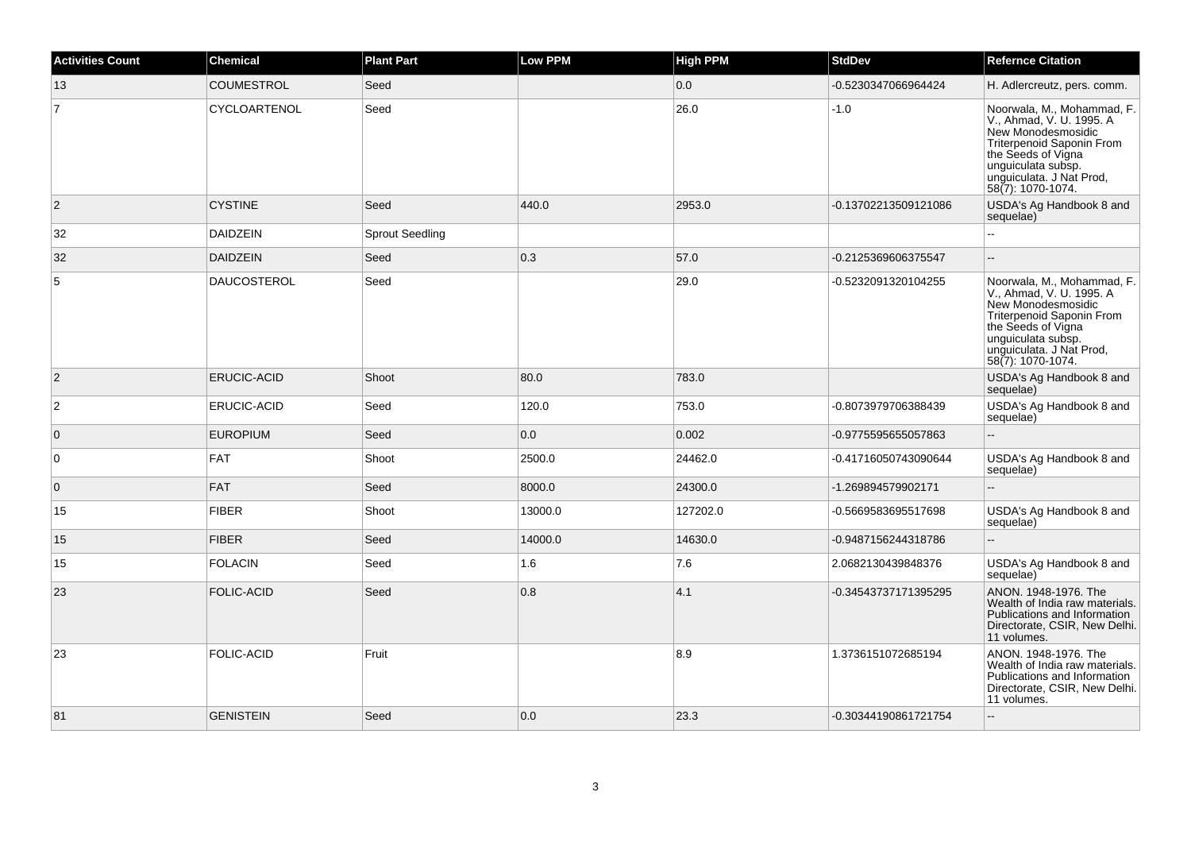| Activities Count | Chemical | Plant Part | Low PPM | High PPM | StdDev | Refernce Citation |
|---|---|---|---|---|---|---|
| 13 | COUMESTROL | Seed | | 0.0 | -0.5230347066964424 | H. Adlercreutz, pers. comm. |
| 7 | CYCLOARTENOL | Seed | | 26.0 | -1.0 | Noorwala, M., Mohammad, F. V., Ahmad, V. U. 1995. A New Monodesmosidic Triterpenoid Saponin From the Seeds of Vigna unguiculata subsp. unguiculata. J Nat Prod, 58(7): 1070-1074. |
| 2 | CYSTINE | Seed | 440.0 | 2953.0 | -0.13702213509121086 | USDA's Ag Handbook 8 and sequelae) |
| 32 | DAIDZEIN | Sprout Seedling | | | | -- |
| 32 | DAIDZEIN | Seed | 0.3 | 57.0 | -0.2125369606375547 | -- |
| 5 | DAUCOSTEROL | Seed | | 29.0 | -0.5232091320104255 | Noorwala, M., Mohammad, F. V., Ahmad, V. U. 1995. A New Monodesmosidic Triterpenoid Saponin From the Seeds of Vigna unguiculata subsp. unguiculata. J Nat Prod, 58(7): 1070-1074. |
| 2 | ERUCIC-ACID | Shoot | 80.0 | 783.0 | | USDA's Ag Handbook 8 and sequelae) |
| 2 | ERUCIC-ACID | Seed | 120.0 | 753.0 | -0.8073979706388439 | USDA's Ag Handbook 8 and sequelae) |
| 0 | EUROPIUM | Seed | 0.0 | 0.002 | -0.9775595655057863 | -- |
| 0 | FAT | Shoot | 2500.0 | 24462.0 | -0.41716050743090644 | USDA's Ag Handbook 8 and sequelae) |
| 0 | FAT | Seed | 8000.0 | 24300.0 | -1.269894579902171 | -- |
| 15 | FIBER | Shoot | 13000.0 | 127202.0 | -0.5669583695517698 | USDA's Ag Handbook 8 and sequelae) |
| 15 | FIBER | Seed | 14000.0 | 14630.0 | -0.9487156244318786 | -- |
| 15 | FOLACIN | Seed | 1.6 | 7.6 | 2.0682130439848376 | USDA's Ag Handbook 8 and sequelae) |
| 23 | FOLIC-ACID | Seed | 0.8 | 4.1 | -0.34543737171395295 | ANON. 1948-1976. The Wealth of India raw materials. Publications and Information Directorate, CSIR, New Delhi. 11 volumes. |
| 23 | FOLIC-ACID | Fruit | | 8.9 | 1.3736151072685194 | ANON. 1948-1976. The Wealth of India raw materials. Publications and Information Directorate, CSIR, New Delhi. 11 volumes. |
| 81 | GENISTEIN | Seed | 0.0 | 23.3 | -0.30344190861721754 | -- |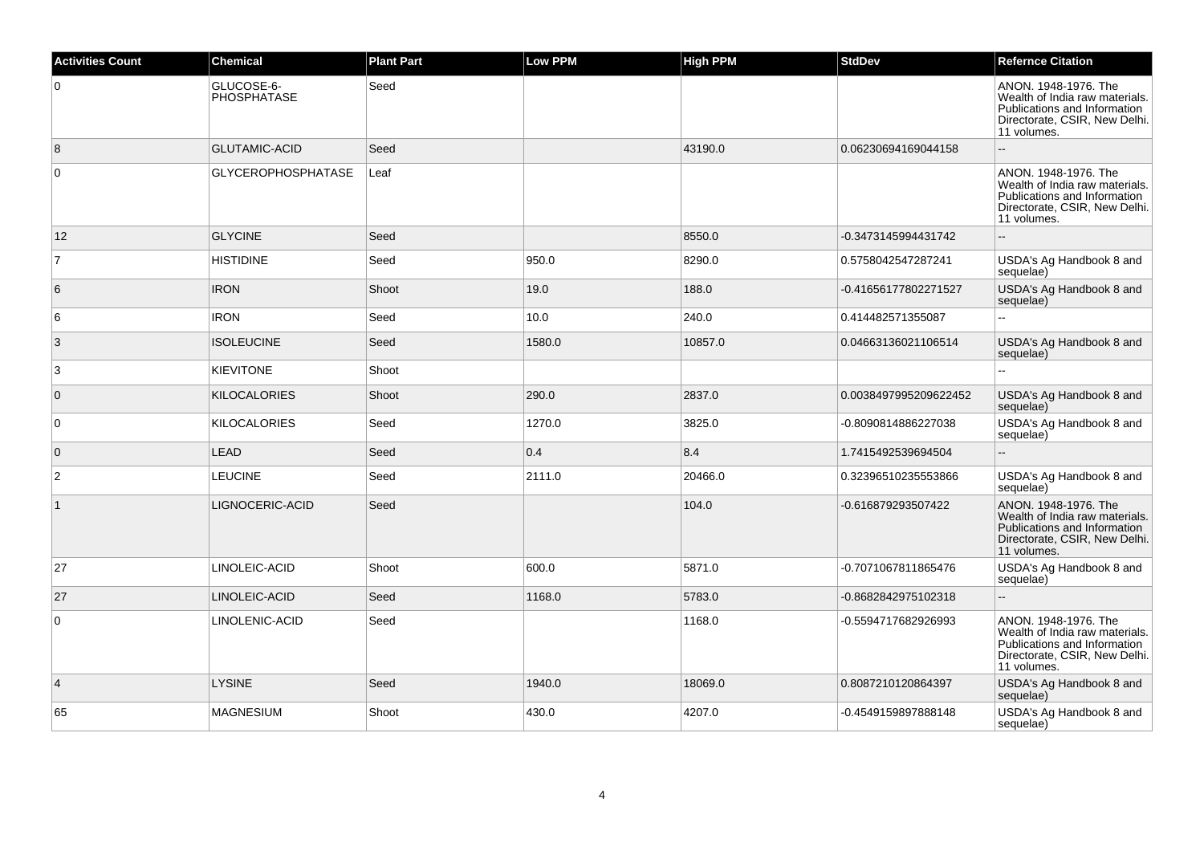| Activities Count | Chemical | Plant Part | Low PPM | High PPM | StdDev | Refernce Citation |
|---|---|---|---|---|---|---|
| 0 | GLUCOSE-6-PHOSPHATASE | Seed | | | | ANON. 1948-1976. The Wealth of India raw materials. Publications and Information Directorate, CSIR, New Delhi. 11 volumes. |
| 8 | GLUTAMIC-ACID | Seed | | 43190.0 | 0.06230694169044158 | -- |
| 0 | GLYCEROPHOSPHATASE | Leaf | | | | ANON. 1948-1976. The Wealth of India raw materials. Publications and Information Directorate, CSIR, New Delhi. 11 volumes. |
| 12 | GLYCINE | Seed | | 8550.0 | -0.3473145994431742 | -- |
| 7 | HISTIDINE | Seed | 950.0 | 8290.0 | 0.5758042547287241 | USDA's Ag Handbook 8 and sequelae) |
| 6 | IRON | Shoot | 19.0 | 188.0 | -0.41656177802271527 | USDA's Ag Handbook 8 and sequelae) |
| 6 | IRON | Seed | 10.0 | 240.0 | 0.414482571355087 | -- |
| 3 | ISOLEUCINE | Seed | 1580.0 | 10857.0 | 0.04663136021106514 | USDA's Ag Handbook 8 and sequelae) |
| 3 | KIEVITONE | Shoot | | | | -- |
| 0 | KILOCALORIES | Shoot | 290.0 | 2837.0 | 0.0038497995209622452 | USDA's Ag Handbook 8 and sequelae) |
| 0 | KILOCALORIES | Seed | 1270.0 | 3825.0 | -0.8090814886227038 | USDA's Ag Handbook 8 and sequelae) |
| 0 | LEAD | Seed | 0.4 | 8.4 | 1.7415492539694504 | -- |
| 2 | LEUCINE | Seed | 2111.0 | 20466.0 | 0.32396510235553866 | USDA's Ag Handbook 8 and sequelae) |
| 1 | LIGNOCERIC-ACID | Seed | | 104.0 | -0.616879293507422 | ANON. 1948-1976. The Wealth of India raw materials. Publications and Information Directorate, CSIR, New Delhi. 11 volumes. |
| 27 | LINOLEIC-ACID | Shoot | 600.0 | 5871.0 | -0.7071067811865476 | USDA's Ag Handbook 8 and sequelae) |
| 27 | LINOLEIC-ACID | Seed | 1168.0 | 5783.0 | -0.8682842975102318 | -- |
| 0 | LINOLENIC-ACID | Seed | | 1168.0 | -0.5594717682926993 | ANON. 1948-1976. The Wealth of India raw materials. Publications and Information Directorate, CSIR, New Delhi. 11 volumes. |
| 4 | LYSINE | Seed | 1940.0 | 18069.0 | 0.8087210120864397 | USDA's Ag Handbook 8 and sequelae) |
| 65 | MAGNESIUM | Shoot | 430.0 | 4207.0 | -0.4549159897888148 | USDA's Ag Handbook 8 and sequelae) |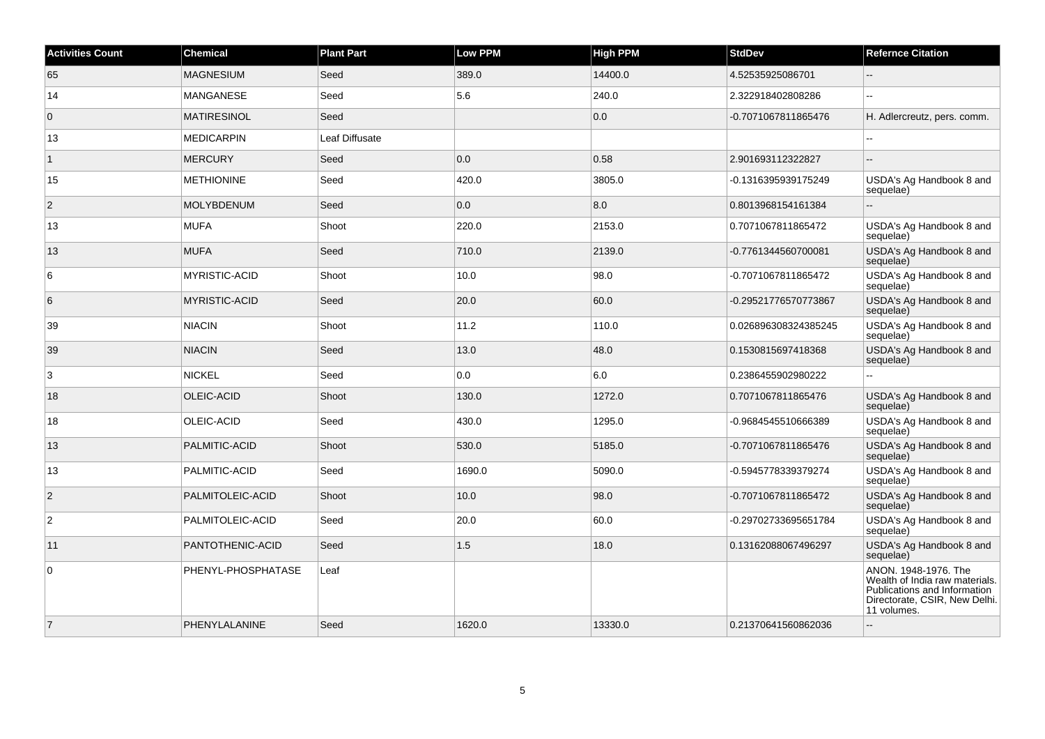| Activities Count | Chemical | Plant Part | Low PPM | High PPM | StdDev | Refernce Citation |
|---|---|---|---|---|---|---|
| 65 | MAGNESIUM | Seed | 389.0 | 14400.0 | 4.52535925086701 | -- |
| 14 | MANGANESE | Seed | 5.6 | 240.0 | 2.322918402808286 | -- |
| 0 | MATIRESINOL | Seed | | 0.0 | -0.7071067811865476 | H. Adlercreutz, pers. comm. |
| 13 | MEDICARPIN | Leaf Diffusate | | | | -- |
| 1 | MERCURY | Seed | 0.0 | 0.58 | 2.901693112322827 | -- |
| 15 | METHIONINE | Seed | 420.0 | 3805.0 | -0.1316395939175249 | USDA's Ag Handbook 8 and sequelae) |
| 2 | MOLYBDENUM | Seed | 0.0 | 8.0 | 0.8013968154161384 | -- |
| 13 | MUFA | Shoot | 220.0 | 2153.0 | 0.7071067811865472 | USDA's Ag Handbook 8 and sequelae) |
| 13 | MUFA | Seed | 710.0 | 2139.0 | -0.7761344560700081 | USDA's Ag Handbook 8 and sequelae) |
| 6 | MYRISTIC-ACID | Shoot | 10.0 | 98.0 | -0.7071067811865472 | USDA's Ag Handbook 8 and sequelae) |
| 6 | MYRISTIC-ACID | Seed | 20.0 | 60.0 | -0.29521776570773867 | USDA's Ag Handbook 8 and sequelae) |
| 39 | NIACIN | Shoot | 11.2 | 110.0 | 0.026896308324385245 | USDA's Ag Handbook 8 and sequelae) |
| 39 | NIACIN | Seed | 13.0 | 48.0 | 0.1530815697418368 | USDA's Ag Handbook 8 and sequelae) |
| 3 | NICKEL | Seed | 0.0 | 6.0 | 0.2386455902980222 | -- |
| 18 | OLEIC-ACID | Shoot | 130.0 | 1272.0 | 0.7071067811865476 | USDA's Ag Handbook 8 and sequelae) |
| 18 | OLEIC-ACID | Seed | 430.0 | 1295.0 | -0.9684545510666389 | USDA's Ag Handbook 8 and sequelae) |
| 13 | PALMITIC-ACID | Shoot | 530.0 | 5185.0 | -0.7071067811865476 | USDA's Ag Handbook 8 and sequelae) |
| 13 | PALMITIC-ACID | Seed | 1690.0 | 5090.0 | -0.5945778339379274 | USDA's Ag Handbook 8 and sequelae) |
| 2 | PALMITOLEIC-ACID | Shoot | 10.0 | 98.0 | -0.7071067811865472 | USDA's Ag Handbook 8 and sequelae) |
| 2 | PALMITOLEIC-ACID | Seed | 20.0 | 60.0 | -0.29702733695651784 | USDA's Ag Handbook 8 and sequelae) |
| 11 | PANTOTHENIC-ACID | Seed | 1.5 | 18.0 | 0.13162088067496297 | USDA's Ag Handbook 8 and sequelae) |
| 0 | PHENYL-PHOSPHATASE | Leaf | | | | ANON. 1948-1976. The Wealth of India raw materials. Publications and Information Directorate, CSIR, New Delhi. 11 volumes. |
| 7 | PHENYLALANINE | Seed | 1620.0 | 13330.0 | 0.21370641560862036 | -- |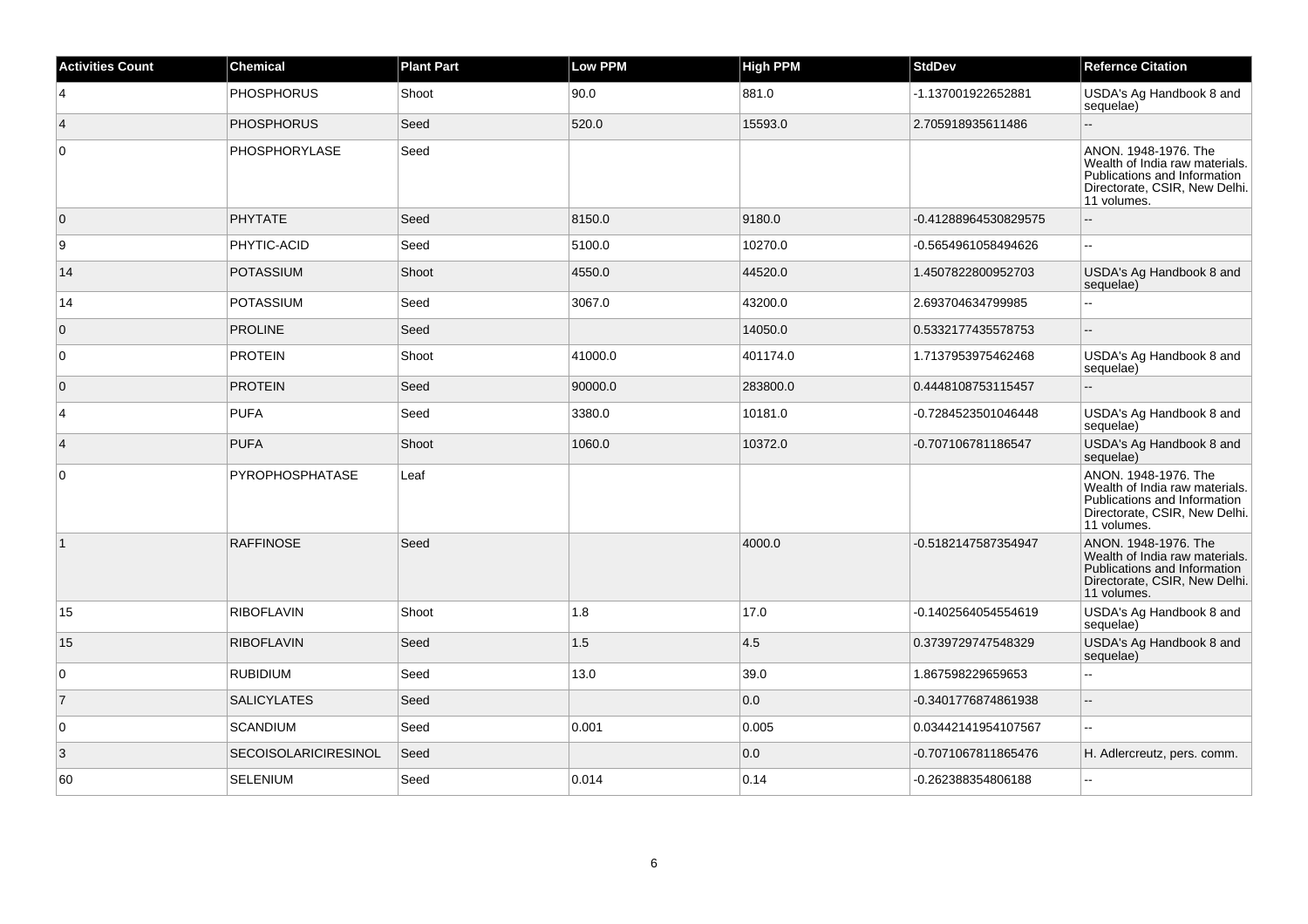| Activities Count | Chemical | Plant Part | Low PPM | High PPM | StdDev | Refernce Citation |
|---|---|---|---|---|---|---|
| 4 | PHOSPHORUS | Shoot | 90.0 | 881.0 | -1.137001922652881 | USDA's Ag Handbook 8 and sequelae) |
| 4 | PHOSPHORUS | Seed | 520.0 | 15593.0 | 2.705918935611486 | -- |
| 0 | PHOSPHORYLASE | Seed | | | | ANON. 1948-1976. The Wealth of India raw materials. Publications and Information Directorate, CSIR, New Delhi. 11 volumes. |
| 0 | PHYTATE | Seed | 8150.0 | 9180.0 | -0.41288964530829575 | -- |
| 9 | PHYTIC-ACID | Seed | 5100.0 | 10270.0 | -0.5654961058494626 | -- |
| 14 | POTASSIUM | Shoot | 4550.0 | 44520.0 | 1.4507822800952703 | USDA's Ag Handbook 8 and sequelae) |
| 14 | POTASSIUM | Seed | 3067.0 | 43200.0 | 2.693704634799985 | -- |
| 0 | PROLINE | Seed | | 14050.0 | 0.5332177435578753 | -- |
| 0 | PROTEIN | Shoot | 41000.0 | 401174.0 | 1.7137953975462468 | USDA's Ag Handbook 8 and sequelae) |
| 0 | PROTEIN | Seed | 90000.0 | 283800.0 | 0.4448108753115457 | -- |
| 4 | PUFA | Seed | 3380.0 | 10181.0 | -0.7284523501046448 | USDA's Ag Handbook 8 and sequelae) |
| 4 | PUFA | Shoot | 1060.0 | 10372.0 | -0.707106781186547 | USDA's Ag Handbook 8 and sequelae) |
| 0 | PYROPHOSPHATASE | Leaf | | | | ANON. 1948-1976. The Wealth of India raw materials. Publications and Information Directorate, CSIR, New Delhi. 11 volumes. |
| 1 | RAFFINOSE | Seed | | 4000.0 | -0.5182147587354947 | ANON. 1948-1976. The Wealth of India raw materials. Publications and Information Directorate, CSIR, New Delhi. 11 volumes. |
| 15 | RIBOFLAVIN | Shoot | 1.8 | 17.0 | -0.1402564054554619 | USDA's Ag Handbook 8 and sequelae) |
| 15 | RIBOFLAVIN | Seed | 1.5 | 4.5 | 0.3739729747548329 | USDA's Ag Handbook 8 and sequelae) |
| 0 | RUBIDIUM | Seed | 13.0 | 39.0 | 1.867598229659653 | -- |
| 7 | SALICYLATES | Seed | | 0.0 | -0.3401776874861938 | -- |
| 0 | SCANDIUM | Seed | 0.001 | 0.005 | 0.03442141954107567 | -- |
| 3 | SECOISOLARICIRESINOL | Seed | | 0.0 | -0.7071067811865476 | H. Adlercreutz, pers. comm. |
| 60 | SELENIUM | Seed | 0.014 | 0.14 | -0.262388354806188 | -- |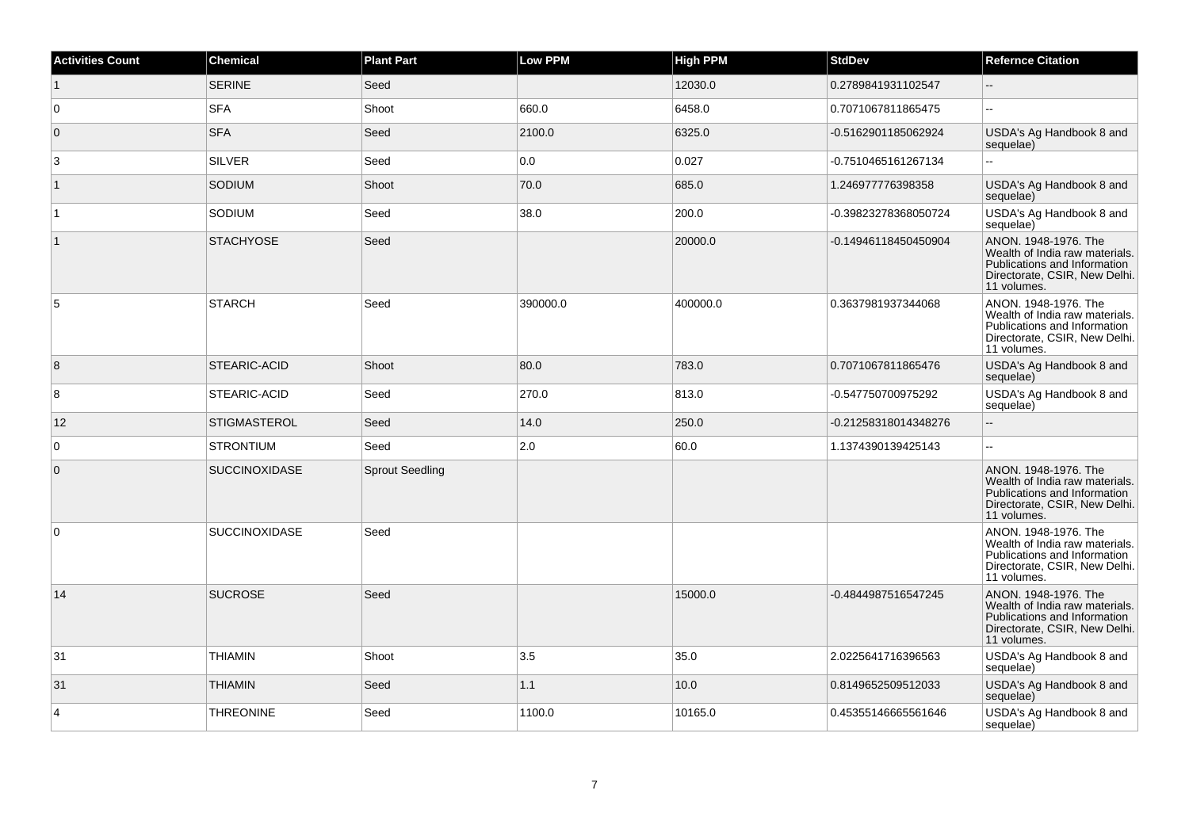| Activities Count | Chemical | Plant Part | Low PPM | High PPM | StdDev | Refernce Citation |
|---|---|---|---|---|---|---|
| 1 | SERINE | Seed | | 12030.0 | 0.2789841931102547 | -- |
| 0 | SFA | Shoot | 660.0 | 6458.0 | 0.7071067811865475 | -- |
| 0 | SFA | Seed | 2100.0 | 6325.0 | -0.5162901185062924 | USDA's Ag Handbook 8 and sequelae) |
| 3 | SILVER | Seed | 0.0 | 0.027 | -0.7510465161267134 | -- |
| 1 | SODIUM | Shoot | 70.0 | 685.0 | 1.246977776398358 | USDA's Ag Handbook 8 and sequelae) |
| 1 | SODIUM | Seed | 38.0 | 200.0 | -0.39823278368050724 | USDA's Ag Handbook 8 and sequelae) |
| 1 | STACHYOSE | Seed | | 20000.0 | -0.14946118450450904 | ANON. 1948-1976. The Wealth of India raw materials. Publications and Information Directorate, CSIR, New Delhi. 11 volumes. |
| 5 | STARCH | Seed | 390000.0 | 400000.0 | 0.3637981937344068 | ANON. 1948-1976. The Wealth of India raw materials. Publications and Information Directorate, CSIR, New Delhi. 11 volumes. |
| 8 | STEARIC-ACID | Shoot | 80.0 | 783.0 | 0.7071067811865476 | USDA's Ag Handbook 8 and sequelae) |
| 8 | STEARIC-ACID | Seed | 270.0 | 813.0 | -0.547750700975292 | USDA's Ag Handbook 8 and sequelae) |
| 12 | STIGMASTEROL | Seed | 14.0 | 250.0 | -0.21258318014348276 | -- |
| 0 | STRONTIUM | Seed | 2.0 | 60.0 | 1.1374390139425143 | -- |
| 0 | SUCCINOXIDASE | Sprout Seedling | | | | ANON. 1948-1976. The Wealth of India raw materials. Publications and Information Directorate, CSIR, New Delhi. 11 volumes. |
| 0 | SUCCINOXIDASE | Seed | | | | ANON. 1948-1976. The Wealth of India raw materials. Publications and Information Directorate, CSIR, New Delhi. 11 volumes. |
| 14 | SUCROSE | Seed | | 15000.0 | -0.4844987516547245 | ANON. 1948-1976. The Wealth of India raw materials. Publications and Information Directorate, CSIR, New Delhi. 11 volumes. |
| 31 | THIAMIN | Shoot | 3.5 | 35.0 | 2.0225641716396563 | USDA's Ag Handbook 8 and sequelae) |
| 31 | THIAMIN | Seed | 1.1 | 10.0 | 0.8149652509512033 | USDA's Ag Handbook 8 and sequelae) |
| 4 | THREONINE | Seed | 1100.0 | 10165.0 | 0.45355146665561646 | USDA's Ag Handbook 8 and sequelae) |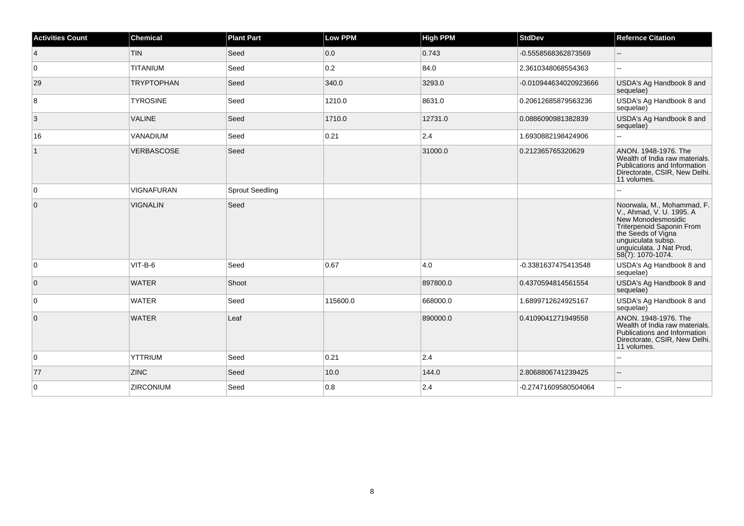| Activities Count | Chemical | Plant Part | Low PPM | High PPM | StdDev | Refernce Citation |
|---|---|---|---|---|---|---|
| 4 | TIN | Seed | 0.0 | 0.743 | -0.5558568362873569 | -- |
| 0 | TITANIUM | Seed | 0.2 | 84.0 | 2.3610348068554363 | -- |
| 29 | TRYPTOPHAN | Seed | 340.0 | 3293.0 | -0.010944634020923666 | USDA's Ag Handbook 8 and sequelae) |
| 8 | TYROSINE | Seed | 1210.0 | 8631.0 | 0.20612685879563236 | USDA's Ag Handbook 8 and sequelae) |
| 3 | VALINE | Seed | 1710.0 | 12731.0 | 0.0886090981382839 | USDA's Ag Handbook 8 and sequelae) |
| 16 | VANADIUM | Seed | 0.21 | 2.4 | 1.6930882198424906 | -- |
| 1 | VERBASCOSE | Seed | | 31000.0 | 0.212365765320629 | ANON. 1948-1976. The Wealth of India raw materials. Publications and Information Directorate, CSIR, New Delhi. 11 volumes. |
| 0 | VIGNAFURAN | Sprout Seedling | | | | -- |
| 0 | VIGNALIN | Seed | | | | Noorwala, M., Mohammad, F. V., Ahmad, V. U. 1995. A New Monodesmosidic Triterpenoid Saponin From the Seeds of Vigna unguiculata subsp. unguiculata. J Nat Prod, 58(7): 1070-1074. |
| 0 | VIT-B-6 | Seed | 0.67 | 4.0 | -0.3381637475413548 | USDA's Ag Handbook 8 and sequelae) |
| 0 | WATER | Shoot | | 897800.0 | 0.4370594814561554 | USDA's Ag Handbook 8 and sequelae) |
| 0 | WATER | Seed | 115600.0 | 668000.0 | 1.6899712624925167 | USDA's Ag Handbook 8 and sequelae) |
| 0 | WATER | Leaf | | 890000.0 | 0.4109041271949558 | ANON. 1948-1976. The Wealth of India raw materials. Publications and Information Directorate, CSIR, New Delhi. 11 volumes. |
| 0 | YTTRIUM | Seed | 0.21 | 2.4 | | -- |
| 77 | ZINC | Seed | 10.0 | 144.0 | 2.8068806741239425 | -- |
| 0 | ZIRCONIUM | Seed | 0.8 | 2.4 | -0.27471609580504064 | -- |